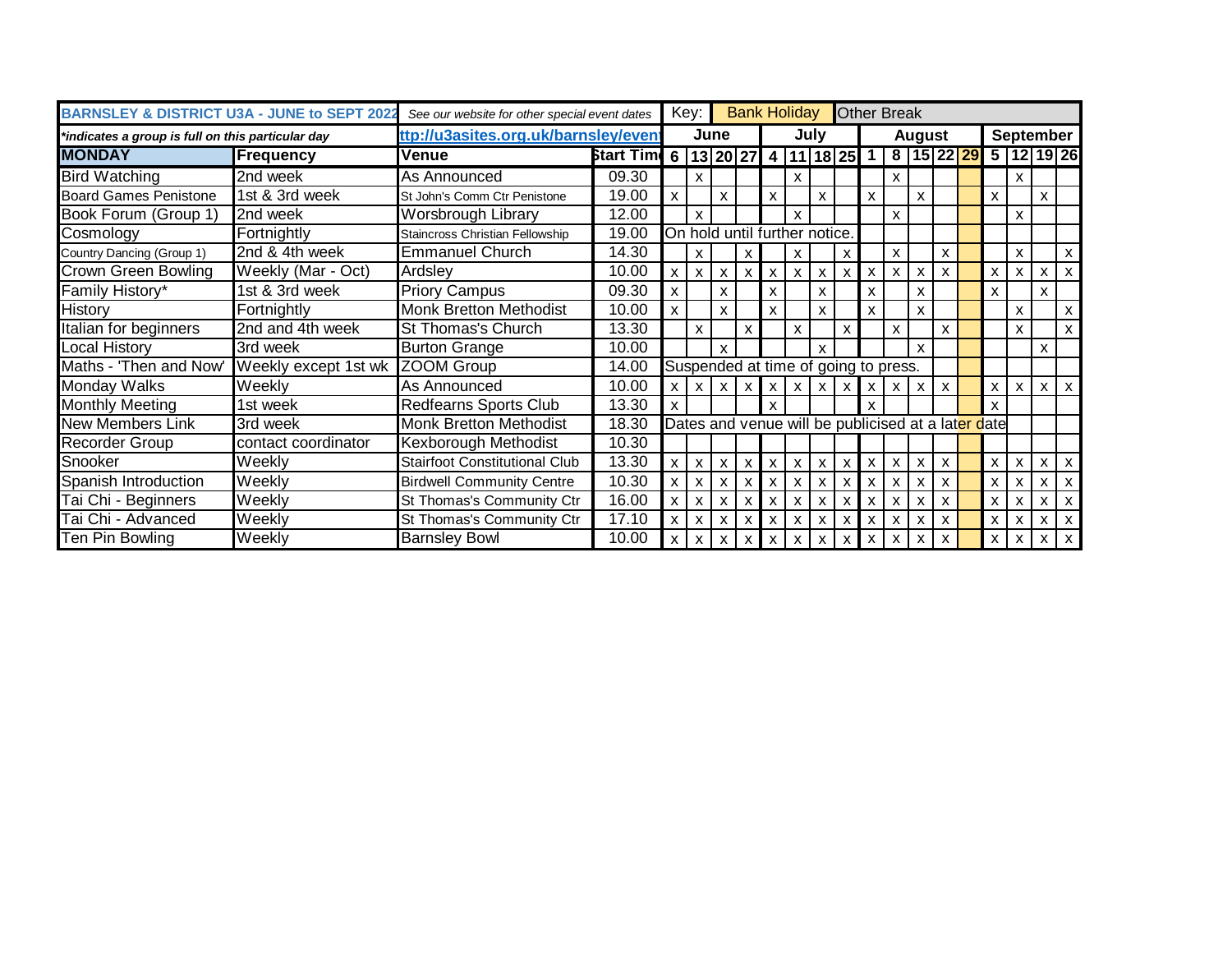| BARNSLEY & DISTRICT U3A - JUNE to SEPT 2022 | | *See our website for other special event dates* | | Key: | | | Bank Holiday | | | Other Break | | | | | | | | | | |
|---|---|---|---|---|---|---|---|---|---|---|---|---|---|---|---|---|---|---|---|---|
| **\*indicates a group is full on this particular day** | | ttp://u3asites.org.uk/barnsley/event | | **June** | | | | **July** | | | | **August** | | | | | **September** | | | |
| **MONDAY** | **Frequency** | **Venue** | **Start Time** | **6** | **13** | **20** | **27** | **4** | **11** | **18** | **25** | **1** | **8** | **15** | **22** | **29** | **5** | **12** | **19** | **26** |
| Bird Watching | 2nd week | As Announced | 09.30 | | x | | | | x | | | | x | | | | | x | | |
| Board Games Penistone | 1st & 3rd week | St John's Comm Ctr Penistone | 19.00 | x | | x | | x | | x | | x | | x | | | x | | x | |
| Book Forum (Group 1) | 2nd week | Worsbrough Library | 12.00 | | x | | | | x | | | | x | | | | | x | | |
| Cosmology | Fortnightly | Staincross Christian Fellowship | 19.00 | On hold until further notice. | | | | | | | | | | | | | | | | |
| Country Dancing (Group 1) | 2nd & 4th week | Emmanuel Church | 14.30 | | x | | x | | x | | x | | x | | x | | | x | | x |
| Crown Green Bowling | Weekly (Mar - Oct) | Ardsley | 10.00 | x | x | x | x | x | x | x | x | x | x | x | x | | x | x | x | x |
| Family History* | 1st & 3rd week | Priory Campus | 09.30 | x | | x | | x | | x | | x | | x | | | x | | x | |
| History | Fortnightly | Monk Bretton Methodist | 10.00 | x | | x | | x | | x | | x | | x | | | | x | | x |
| Italian for beginners | 2nd and 4th week | St Thomas's Church | 13.30 | | x | | x | | x | | x | | x | | x | | | x | | x |
| Local History | 3rd week | Burton Grange | 10.00 | | | x | | | | x | | | | x | | | | | x | |
| Maths - 'Then and Now' | Weekly except 1st wk | ZOOM Group | 14.00 | Suspended at time of going to press. | | | | | | | | | | | | | | | | |
| Monday Walks | Weekly | As Announced | 10.00 | x | x | x | x | x | x | x | x | x | x | x | x | | x | x | x | x |
| Monthly Meeting | 1st week | Redfearns Sports Club | 13.30 | x | | | | x | | | | x | | | | | x | | | |
| New Members Link | 3rd week | Monk Bretton Methodist | 18.30 | Dates and venue will be publicised at a later date | | | | | | | | | | | | | | | | |
| Recorder Group | contact coordinator | Kexborough Methodist | 10.30 | | | | | | | | | | | | | | | | | |
| Snooker | Weekly | Stairfoot Constitutional Club | 13.30 | x | x | x | x | x | x | x | x | x | x | x | x | | x | x | x | x |
| Spanish Introduction | Weekly | Birdwell Community Centre | 10.30 | x | x | x | x | x | x | x | x | x | x | x | x | | x | x | x | x |
| Tai Chi - Beginners | Weekly | St Thomas's Community Ctr | 16.00 | x | x | x | x | x | x | x | x | x | x | x | x | | x | x | x | x |
| Tai Chi - Advanced | Weekly | St Thomas's Community Ctr | 17.10 | x | x | x | x | x | x | x | x | x | x | x | x | | x | x | x | x |
| Ten Pin Bowling | Weekly | Barnsley Bowl | 10.00 | x | x | x | x | x | x | x | x | x | x | x | x | | x | x | x | x |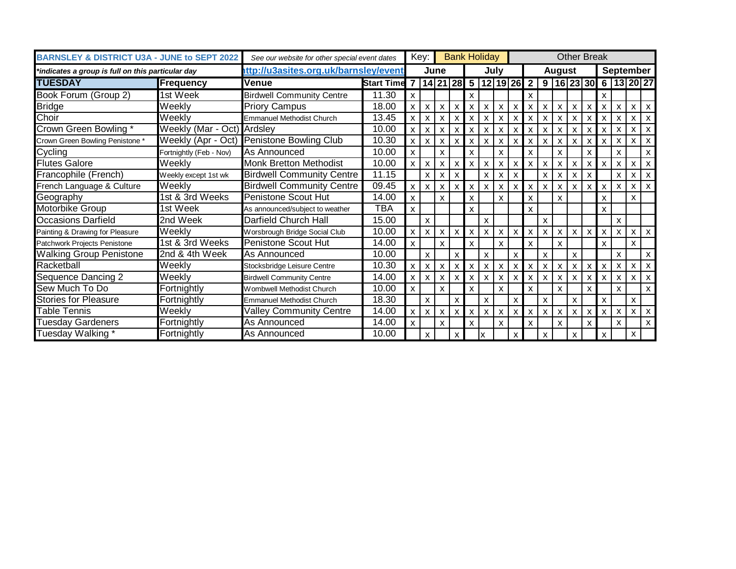| BARNSLEY & DISTRICT U3A - JUNE to SEPT 2022 | | See our website for other special event dates | | Key: | | Bank Holiday | | | | Other Break | | | | | | | | | | |
|---|---|---|---|---|---|---|---|---|---|---|---|---|---|---|---|---|---|---|---|---|
| *indicates a group is full on this particular day | | http://u3asites.org.uk/barnsley/event | | June | | | | July | | | | August | | | | | September | | | |
| **TUESDAY** | **Frequency** | **Venue** | **Start Time** | **7** | **14** | **21** | **28** | **5** | **12** | **19** | **26** | **2** | **9** | **16** | **23** | **30** | **6** | **13** | **20** | **27** |
| Book Forum (Group 2) | 1st Week | Birdwell Community Centre | 11.30 | x | | | | x | | | | x | | | | | x | | | |
| Bridge | Weekly | Priory Campus | 18.00 | x | x | x | x | x | x | x | x | x | x | x | x | x | x | x | x | x |
| Choir | Weekly | Emmanuel Methodist Church | 13.45 | x | x | x | x | x | x | x | x | x | x | x | x | x | x | x | x | x |
| Crown Green Bowling * | Weekly (Mar - Oct) | Ardsley | 10.00 | x | x | x | x | x | x | x | x | x | x | x | x | x | x | x | x | x |
| Crown Green Bowling Penistone * | Weekly (Apr - Oct) | Penistone Bowling Club | 10.30 | x | x | x | x | x | x | x | x | x | x | x | x | x | x | x | x | x |
| Cycling | Fortnightly (Feb - Nov) | As Announced | 10.00 | x | | x | | x | | x | | x | | x | | x | | x | | x |
| Flutes Galore | Weekly | Monk Bretton Methodist | 10.00 | x | x | x | x | x | x | x | x | x | x | x | x | x | x | x | x | x |
| Francophile (French) | Weekly except 1st wk | Birdwell Community Centre | 11.15 | | x | x | x | | x | x | x | | x | x | x | x | | x | x | x |
| French Language & Culture | Weekly | Birdwell Community Centre | 09.45 | x | x | x | x | x | x | x | x | x | x | x | x | x | x | x | x | x |
| Geography | 1st & 3rd Weeks | Penistone Scout Hut | 14.00 | x | | x | | x | | x | | x | | x | | | x | | x | |
| Motorbike Group | 1st Week | As announced/subject to weather | TBA | x | | | | x | | | | x | | | | | x | | | |
| Occasions Darfield | 2nd Week | Darfield Church Hall | 15.00 | | x | | | | x | | | | x | | | | | x | | |
| Painting & Drawing for Pleasure | Weekly | Worsbrough Bridge Social Club | 10.00 | x | x | x | x | x | x | x | x | x | x | x | x | x | x | x | x | x |
| Patchwork Projects Penistone | 1st & 3rd Weeks | Penistone Scout Hut | 14.00 | x | | x | | x | | x | | x | | x | | | x | | x | |
| Walking Group Penistone | 2nd & 4th Week | As Announced | 10.00 | | x | | x | | x | | x | | x | | x | | | x | | x |
| Racketball | Weekly | Stocksbridge Leisure Centre | 10.30 | x | x | x | x | x | x | x | x | x | x | x | x | x | x | x | x | x |
| Sequence Dancing 2 | Weekly | Birdwell Community Centre | 14.00 | x | x | x | x | x | x | x | x | x | x | x | x | x | x | x | x | x |
| Sew Much To Do | Fortnightly | Wombwell Methodist Church | 10.00 | x | | x | | x | | x | | x | | x | | x | | x | | x |
| Stories for Pleasure | Fortnightly | Emmanuel Methodist Church | 18.30 | | x | | x | | x | | x | | x | | x | | x | | x | |
| Table Tennis | Weekly | Valley Community Centre | 14.00 | x | x | x | x | x | x | x | x | x | x | x | x | x | x | x | x | x |
| Tuesday Gardeners | Fortnightly | As Announced | 14.00 | x | | x | | x | | x | | x | | x | | x | | x | | x |
| Tuesday Walking * | Fortnightly | As Announced | 10.00 | | x | | x | | x | | x | | x | | x | | x | | x | |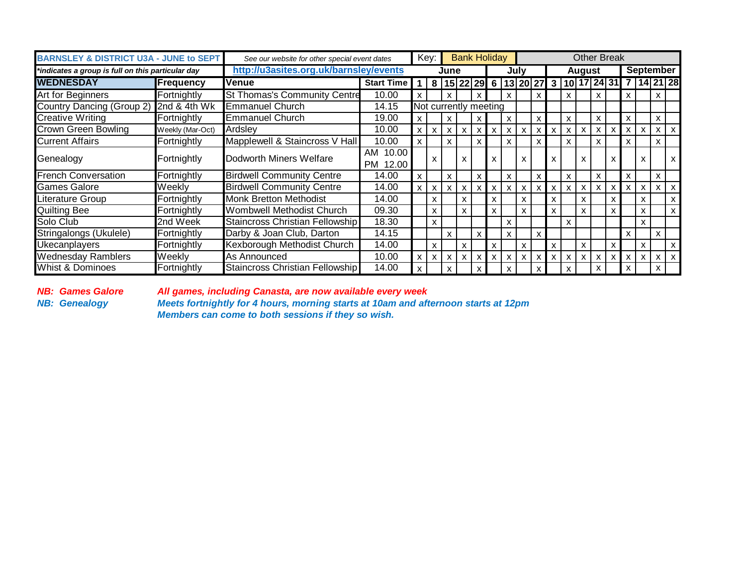| BARNSLEY & DISTRICT U3A - JUNE to SEPT | | See our website for other special event dates | | Key: | | Bank Holiday | | | | Other Break | | | | | | | | | | | |
|---|---|---|---|---|---|---|---|---|---|---|---|---|---|---|---|---|---|---|---|---|---|
| *indicates a group is full on this particular day | | http://u3asites.org.uk/barnsley/events | | June | | | | | July | | | | August | | | | | September | | | |
| **WEDNESDAY** | **Frequency** | **Venue** | **Start Time** | **1** | **8** | **15** | **22** | **29** | **6** | **13** | **20** | **27** | **3** | **10** | **17** | **24** | **31** | **7** | **14** | **21** | **28** |
| Art for Beginners | Fortnightly | St Thomas's Community Centre | 10.00 | x | | x | | x | | x | | x | | x | | x | | x | | x | |
| Country Dancing (Group 2) | 2nd & 4th Wk | Emmanuel Church | 14.15 | Not currently meeting | | | | | | | | | | | | | | | | | |
| Creative Writing | Fortnightly | Emmanuel Church | 19.00 | x | | x | | x | | x | | x | | x | | x | | x | | x | |
| Crown Green Bowling | Weekly (Mar-Oct) | Ardsley | 10.00 | x | x | x | x | x | x | x | x | x | x | x | x | x | x | x | x | x | x |
| Current Affairs | Fortnightly | Mapplewell & Staincross V Hall | 10.00 | x | | x | | x | | x | | x | | x | | x | | x | | x | |
| Genealogy | Fortnightly | Dodworth Miners Welfare | AM 10.00 PM 12.00 | | x | | x | | x | | x | | x | | x | | x | | x | | x |
| French Conversation | Fortnightly | Birdwell Community Centre | 14.00 | x | | x | | x | | x | | x | | x | | x | | x | | x | |
| Games Galore | Weekly | Birdwell Community Centre | 14.00 | x | x | x | x | x | x | x | x | x | x | x | x | x | x | x | x | x | x |
| Literature Group | Fortnightly | Monk Bretton Methodist | 14.00 | | x | | x | | x | | x | | x | | x | | x | | x | | x |
| Quilting Bee | Fortnightly | Wombwell Methodist Church | 09.30 | | x | | x | | x | | x | | x | | x | | x | | x | | x |
| Solo Club | 2nd Week | Staincross Christian Fellowship | 18.30 | | x | | | | | x | | | | x | | | | | x | | |
| Stringalongs (Ukulele) | Fortnightly | Darby & Joan Club, Darton | 14.15 | | | x | | x | | x | | x | | | | | | x | | x | |
| Ukecanplayers | Fortnightly | Kexborough Methodist Church | 14.00 | | x | | x | | x | | x | | x | | x | | x | | x | | x |
| Wednesday Ramblers | Weekly | As Announced | 10.00 | x | x | x | x | x | x | x | x | x | x | x | x | x | x | x | x | x | x |
| Whist & Dominoes | Fortnightly | Staincross Christian Fellowship | 14.00 | x | | x | | x | | x | | x | | x | | x | | x | | x | |

***NB: Games Galore*** — ***All games, including Canasta, are now available every week***

***NB: Genealogy*** — ***Meets fortnightly for 4 hours, morning starts at 10am and afternoon starts at 12pm***
***Members can come to both sessions if they so wish.***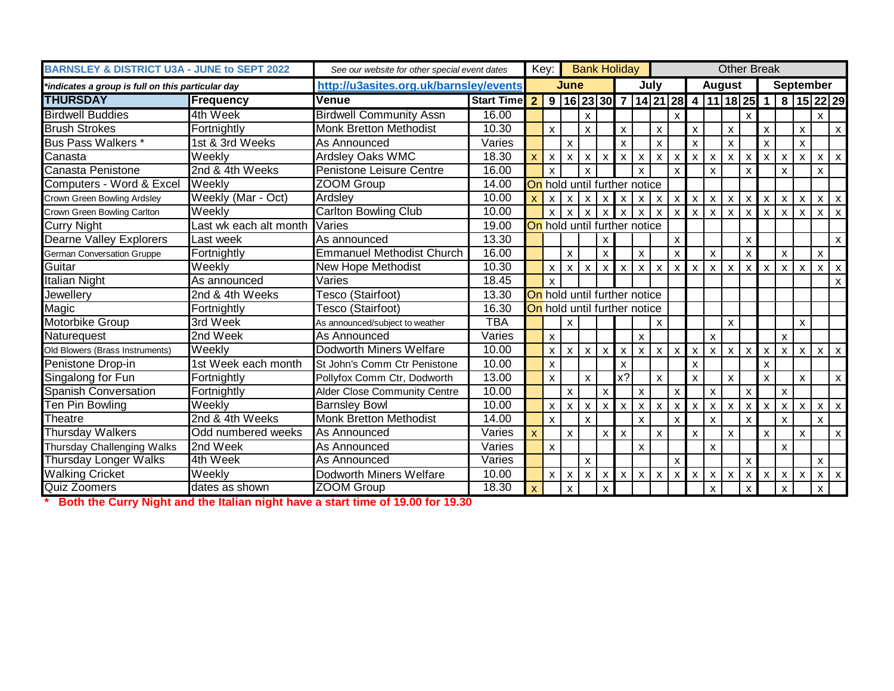**BARNSLEY & DISTRICT U3A - JUNE to SEPT 2022**

*See our website for other special event dates*

Key: Bank Holiday | Other Break

**\*indicates a group is full on this particular day**

**http://u3asites.org.uk/barnsley/events**

| THURSDAY | Frequency | Venue | Start Time | June | | | | | July | | | | August | | | | September | | | | |
|---|---|---|---|---|---|---|---|---|---|---|---|---|---|---|---|---|---|---|---|---|---|
| | | | | 2 | 9 | 16 | 23 | 30 | 7 | 14 | 21 | 28 | 4 | 11 | 18 | 25 | 1 | 8 | 15 | 22 | 29 |
| Birdwell Buddies | 4th Week | Birdwell Community Assn | 16.00 | | | | x | | | | | x | | | | x | | | | x | |
| Brush Strokes | Fortnightly | Monk Bretton Methodist | 10.30 | | x | | x | | x | | x | | x | | x | | x | | x | | x |
| Bus Pass Walkers * | 1st & 3rd Weeks | As Announced | Varies | | | x | | | x | | x | | x | | x | | x | | x | | |
| Canasta | Weekly | Ardsley Oaks WMC | 18.30 | x | x | x | x | x | x | x | x | x | x | x | x | x | x | x | x | x | x |
| Canasta Penistone | 2nd & 4th Weeks | Penistone Leisure Centre | 16.00 | | x | | x | | | x | | x | | x | | x | | x | | x | |
| Computers - Word & Excel | Weekly | ZOOM Group | 14.00 | On hold until further notice | | | | | | | | | | | | | | | | | |
| Crown Green Bowling Ardsley | Weekly (Mar - Oct) | Ardsley | 10.00 | x | x | x | x | x | x | x | x | x | x | x | x | x | x | x | x | x | x |
| Crown Green Bowling Carlton | Weekly | Carlton Bowling Club | 10.00 | | x | x | x | x | x | x | x | x | x | x | x | x | x | x | x | x | x |
| Curry Night | Last wk each alt month | Varies | 19.00 | On hold until further notice | | | | | | | | | | | | | | | | | |
| Dearne Valley Explorers | Last week | As announced | 13.30 | | | | | x | | | | x | | | | x | | | | | x |
| German Conversation Gruppe | Fortnightly | Emmanuel Methodist Church | 16.00 | | | x | | x | | x | | x | | x | | x | | x | | x | |
| Guitar | Weekly | New Hope Methodist | 10.30 | | x | x | x | x | x | x | x | x | x | x | x | x | x | x | x | x | x |
| Italian Night | As announced | Varies | 18.45 | | x | | | | | | | | | | | | | | | | x |
| Jewellery | 2nd & 4th Weeks | Tesco (Stairfoot) | 13.30 | On hold until further notice | | | | | | | | | | | | | | | | | |
| Magic | Fortnightly | Tesco (Stairfoot) | 16.30 | On hold until further notice | | | | | | | | | | | | | | | | | |
| Motorbike Group | 3rd Week | As announced/subject to weather | TBA | | | x | | | | | x | | | | x | | | | x | | |
| Naturequest | 2nd Week | As Announced | Varies | | x | | | | | x | | | | x | | | | x | | | |
| Old Blowers (Brass Instruments) | Weekly | Dodworth Miners Welfare | 10.00 | | x | x | x | x | x | x | x | x | x | x | x | x | x | x | x | x | x |
| Penistone Drop-in | 1st Week each month | St John's Comm Ctr Penistone | 10.00 | | x | | | | x | | | | x | | | | x | | | | |
| Singalong for Fun | Fortnightly | Pollyfox Comm Ctr, Dodworth | 13.00 | | x | | x | | x? | | x | | x | | x | | x | | x | | x |
| Spanish Conversation | Fortnightly | Alder Close Community Centre | 10.00 | | | x | | x | | x | | x | | x | | x | | x | | | |
| Ten Pin Bowling | Weekly | Barnsley Bowl | 10.00 | | x | x | x | x | x | x | x | x | x | x | x | x | x | x | x | x | x |
| Theatre | 2nd & 4th Weeks | Monk Bretton Methodist | 14.00 | | x | | x | | | x | | x | | x | | x | | x | | x | |
| Thursday Walkers | Odd numbered weeks | As Announced | Varies | x | | x | | x | x | | x | | x | | x | | x | | x | | x |
| Thursday Challenging Walks | 2nd Week | As Announced | Varies | | x | | | | | x | | | | x | | | | x | | | |
| Thursday Longer Walks | 4th Week | As Announced | Varies | | | | x | | | | | x | | | | x | | | | x | |
| Walking Cricket | Weekly | Dodworth Miners Welfare | 10.00 | | x | x | x | x | x | x | x | x | x | x | x | x | x | x | x | x | x |
| Quiz Zoomers | dates as shown | ZOOM Group | 18.30 | x | | x | | x | | | | | | x | | x | | x | | x | |

**\* Both the Curry Night and the Italian night have a start time of 19.00 for 19.30**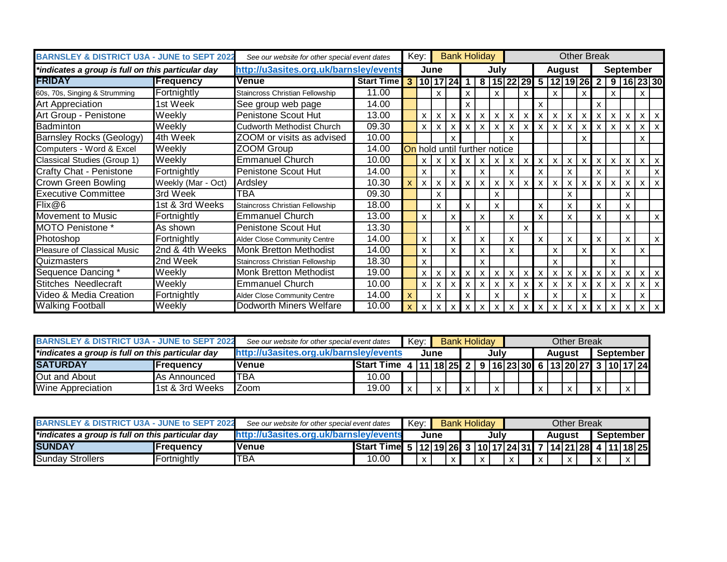| BARNSLEY & DISTRICT U3A - JUNE to SEPT 2022 | | *See our website for other special event dates* | | Key: | | Bank Holiday | | | | | | Other Break | | | | | | | | | |
|---|---|---|---|---|---|---|---|---|---|---|---|---|---|---|---|---|---|---|---|---|---|
| ***indicates a group is full on this particular day*** | | **http://u3asites.org.uk/barnsley/events** | | **June** | | | | **July** | | | | | **August** | | | | **September** | | | | |
| **FRIDAY** | **Frequency** | **Venue** | **Start Time** | **3** | **10** | **17** | **24** | **1** | **8** | **15** | **22** | **29** | **5** | **12** | **19** | **26** | **2** | **9** | **16** | **23** | **30** |
| 60s, 70s, Singing & Strumming | Fortnightly | Staincross Christian Fellowship | 11.00 | | | x | | x | | x | | x | | x | | x | | x | | x | |
| Art Appreciation | 1st Week | See group web page | 14.00 | | | | | x | | | | | x | | | | x | | | | |
| Art Group - Penistone | Weekly | Penistone Scout Hut | 13.00 | | x | x | x | x | x | x | x | x | x | x | x | x | x | x | x | x | x |
| Badminton | Weekly | Cudworth Methodist Church | 09.30 | | x | x | x | x | x | x | x | x | x | x | x | x | x | x | x | x | x |
| Barnsley Rocks (Geology) | 4th Week | ZOOM or visits as advised | 10.00 | | | | x | | | | x | | | | | x | | | | x | |
| Computers - Word & Excel | Weekly | ZOOM Group | 14.00 | On hold until further notice | | | | | | | | | | | | | | | | | |
| Classical Studies (Group 1) | Weekly | Emmanuel Church | 10.00 | | x | x | x | x | x | x | x | x | x | x | x | x | x | x | x | x | x |
| Crafty Chat - Penistone | Fortnightly | Penistone Scout Hut | 14.00 | | x | | x | | x | | x | | x | | x | | x | | x | | x |
| Crown Green Bowling | Weekly (Mar - Oct) | Ardsley | 10.30 | x | x | x | x | x | x | x | x | x | x | x | x | x | x | x | x | x | x |
| Executive Committee | 3rd Week | TBA | 09.30 | | | x | | | | x | | | | | x | | | | x | | |
| Flix@6 | 1st & 3rd Weeks | Staincross Christian Fellowship | 18.00 | | | x | | x | | x | | | x | | x | | x | | x | | |
| Movement to Music | Fortnightly | Emmanuel Church | 13.00 | | x | | x | | x | | x | | x | | x | | x | | x | | x |
| MOTO Penistone * | As shown | Penistone Scout Hut | 13.30 | | | | | x | | | | x | | | | | | | | | |
| Photoshop | Fortnightly | Alder Close Community Centre | 14.00 | | x | | x | | x | | x | | x | | x | | x | | x | | x |
| Pleasure of Classical Music | 2nd & 4th Weeks | Monk Bretton Methodist | 14.00 | | x | | x | | x | | x | | | x | | x | | x | | x | |
| Quizmasters | 2nd Week | Staincross Christian Fellowship | 18.30 | | x | | | | x | | | | | x | | | | x | | | |
| Sequence Dancing * | Weekly | Monk Bretton Methodist | 19.00 | | x | x | x | x | x | x | x | x | x | x | x | x | x | x | x | x | x |
| Stitches Needlecraft | Weekly | Emmanuel Church | 10.00 | | x | x | x | x | x | x | x | x | x | x | x | x | x | x | x | x | x |
| Video & Media Creation | Fortnightly | Alder Close Community Centre | 14.00 | x | | x | | x | | x | | x | | x | | x | | x | | x | |
| Walking Football | Weekly | Dodworth Miners Welfare | 10.00 | x | x | x | x | x | x | x | x | x | x | x | x | x | x | x | x | x | x |

| BARNSLEY & DISTRICT U3A - JUNE to SEPT 2022 | | *See our website for other special event dates* | | Key: | | Bank Holiday | | | | | | Other Break | | | | | | | | |
|---|---|---|---|---|---|---|---|---|---|---|---|---|---|---|---|---|---|---|---|---|
| ***indicates a group is full on this particular day*** | | **http://u3asites.org.uk/barnsley/events** | | **June** | | | | **July** | | | | | **August** | | | | **September** | | | |
| **SATURDAY** | **Frequency** | **Venue** | **Start Time** | **4** | **11** | **18** | **25** | **2** | **9** | **16** | **23** | **30** | **6** | **13** | **20** | **27** | **3** | **10** | **17** | **24** |
| Out and About | As Announced | TBA | 10.00 | | | | | | | | | | | | | | | | | |
| Wine Appreciation | 1st & 3rd Weeks | Zoom | 19.00 | x | | x | | x | | x | | | x | | x | | x | | x | |

| BARNSLEY & DISTRICT U3A - JUNE to SEPT 2022 | | *See our website for other special event dates* | | Key: | | Bank Holiday | | | | | | Other Break | | | | | | | | |
|---|---|---|---|---|---|---|---|---|---|---|---|---|---|---|---|---|---|---|---|---|
| ***indicates a group is full on this particular day*** | | **http://u3asites.org.uk/barnsley/events** | | **June** | | | | **July** | | | | | **August** | | | | **September** | | | |
| **SUNDAY** | **Frequency** | **Venue** | **Start Time** | **5** | **12** | **19** | **26** | **3** | **10** | **17** | **24** | **31** | **7** | **14** | **21** | **28** | **4** | **11** | **18** | **25** |
| Sunday Strollers | Fortnightly | TBA | 10.00 | | x | | x | | x | | x | | x | | x | | x | | x | |